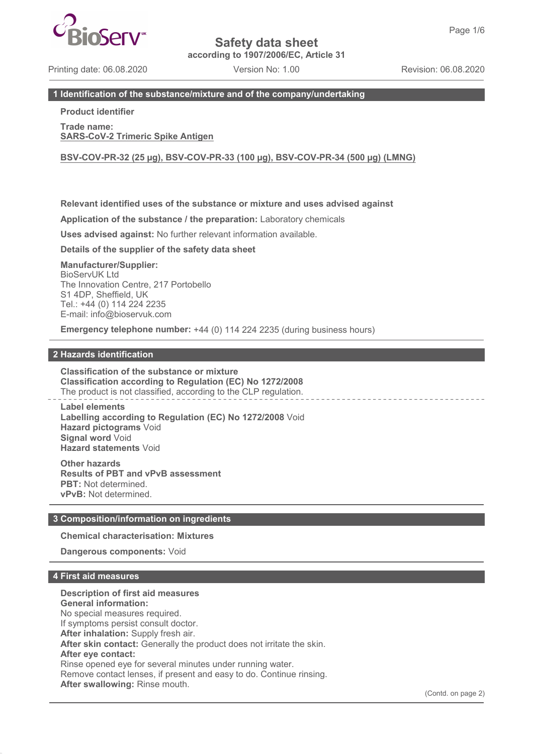# Safety data sheet

according to 1907/2006/EC, Article 31

Printing date: 06.08.2020 Version No: 1.00 Revision: 06.08.2020

## 1 Identification of the substance/mixture and of the company/undertaking

**Product identifier**

**Trade name:**
**SARS-CoV-2 Trimeric Spike Antigen**

**BSV-COV-PR-32 (25 µg), BSV-COV-PR-33 (100 µg), BSV-COV-PR-34 (500 µg) (LMNG)**

**Relevant identified uses of the substance or mixture and uses advised against**

**Application of the substance / the preparation:** Laboratory chemicals

**Uses advised against:** No further relevant information available.

**Details of the supplier of the safety data sheet**

**Manufacturer/Supplier:**
BioServUK Ltd
The Innovation Centre, 217 Portobello
S1 4DP, Sheffield, UK
Tel.: +44 (0) 114 224 2235
E-mail: info@bioservuk.com

**Emergency telephone number:** +44 (0) 114 224 2235 (during business hours)

## 2 Hazards identification

**Classification of the substance or mixture**
**Classification according to Regulation (EC) No 1272/2008**
The product is not classified, according to the CLP regulation.

**Label elements**
**Labelling according to Regulation (EC) No 1272/2008** Void
**Hazard pictograms** Void
**Signal word** Void
**Hazard statements** Void

**Other hazards**
**Results of PBT and vPvB assessment**
**PBT:** Not determined.
**vPvB:** Not determined.

## 3 Composition/information on ingredients

**Chemical characterisation: Mixtures**

**Dangerous components:** Void

## 4 First aid measures

**Description of first aid measures**
**General information:**
No special measures required.
If symptoms persist consult doctor.
**After inhalation:** Supply fresh air.
**After skin contact:** Generally the product does not irritate the skin.
**After eye contact:**
Rinse opened eye for several minutes under running water.
Remove contact lenses, if present and easy to do. Continue rinsing.
**After swallowing:** Rinse mouth.

(Contd. on page 2)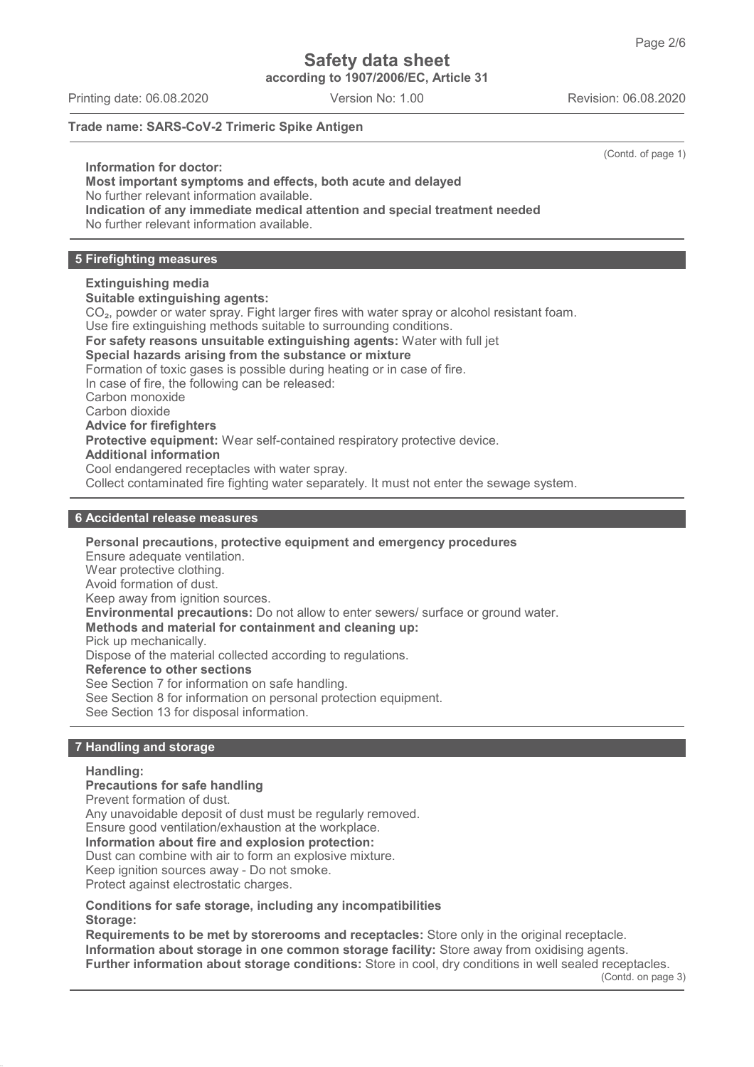(Contd. of page 1)

**Information for doctor:**

**Most important symptoms and effects, both acute and delayed**

No further relevant information available.

**Indication of any immediate medical attention and special treatment needed**

No further relevant information available.

## 5 Firefighting measures

**Extinguishing media**

**Suitable extinguishing agents:**

$CO_2$, powder or water spray. Fight larger fires with water spray or alcohol resistant foam.

Use fire extinguishing methods suitable to surrounding conditions.

**For safety reasons unsuitable extinguishing agents:** Water with full jet

**Special hazards arising from the substance or mixture**

Formation of toxic gases is possible during heating or in case of fire.

In case of fire, the following can be released:

Carbon monoxide

Carbon dioxide

**Advice for firefighters**

**Protective equipment:** Wear self-contained respiratory protective device.

**Additional information**

Cool endangered receptacles with water spray.

Collect contaminated fire fighting water separately. It must not enter the sewage system.

## 6 Accidental release measures

**Personal precautions, protective equipment and emergency procedures**

Ensure adequate ventilation.

Wear protective clothing.

Avoid formation of dust.

Keep away from ignition sources.

**Environmental precautions:** Do not allow to enter sewers/ surface or ground water.

**Methods and material for containment and cleaning up:**

Pick up mechanically.

Dispose of the material collected according to regulations.

**Reference to other sections**

See Section 7 for information on safe handling.

See Section 8 for information on personal protection equipment.

See Section 13 for disposal information.

## 7 Handling and storage

**Handling:**

**Precautions for safe handling**

Prevent formation of dust.

Any unavoidable deposit of dust must be regularly removed.

Ensure good ventilation/exhaustion at the workplace.

**Information about fire and explosion protection:**

Dust can combine with air to form an explosive mixture.

Keep ignition sources away - Do not smoke.

Protect against electrostatic charges.

**Conditions for safe storage, including any incompatibilities**

**Storage:**

**Requirements to be met by storerooms and receptacles:** Store only in the original receptacle.

**Information about storage in one common storage facility:** Store away from oxidising agents.

**Further information about storage conditions:** Store in cool, dry conditions in well sealed receptacles.

(Contd. on page 3)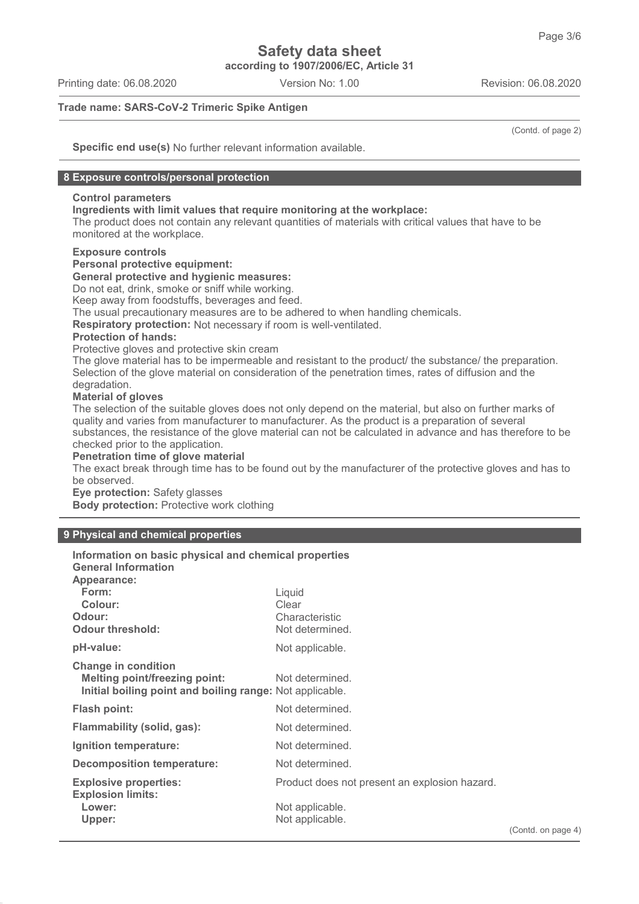(Contd. of page 2)

**Specific end use(s)** No further relevant information available.

## 8 Exposure controls/personal protection

**Control parameters**
**Ingredients with limit values that require monitoring at the workplace:**
The product does not contain any relevant quantities of materials with critical values that have to be monitored at the workplace.

**Exposure controls**
**Personal protective equipment:**
**General protective and hygienic measures:**
Do not eat, drink, smoke or sniff while working.
Keep away from foodstuffs, beverages and feed.
The usual precautionary measures are to be adhered to when handling chemicals.
**Respiratory protection:** Not necessary if room is well-ventilated.
**Protection of hands:**
Protective gloves and protective skin cream
The glove material has to be impermeable and resistant to the product/ the substance/ the preparation.
Selection of the glove material on consideration of the penetration times, rates of diffusion and the degradation.
**Material of gloves**
The selection of the suitable gloves does not only depend on the material, but also on further marks of quality and varies from manufacturer to manufacturer. As the product is a preparation of several substances, the resistance of the glove material can not be calculated in advance and has therefore to be checked prior to the application.
**Penetration time of glove material**
The exact break through time has to be found out by the manufacturer of the protective gloves and has to be observed.
**Eye protection:** Safety glasses
**Body protection:** Protective work clothing

## 9 Physical and chemical properties

**Information on basic physical and chemical properties**
**General Information**

| | |
|---|---|
| **Appearance:** | |
| **Form:** | Liquid |
| **Colour:** | Clear |
| **Odour:** | Characteristic |
| **Odour threshold:** | Not determined. |
| **pH-value:** | Not applicable. |
| **Change in condition** | |
| **Melting point/freezing point:** | Not determined. |
| **Initial boiling point and boiling range:** | Not applicable. |
| **Flash point:** | Not determined. |
| **Flammability (solid, gas):** | Not determined. |
| **Ignition temperature:** | Not determined. |
| **Decomposition temperature:** | Not determined. |
| **Explosive properties:** | Product does not present an explosion hazard. |
| **Explosion limits:** | |
| **Lower:** | Not applicable. |
| **Upper:** | Not applicable. |

(Contd. on page 4)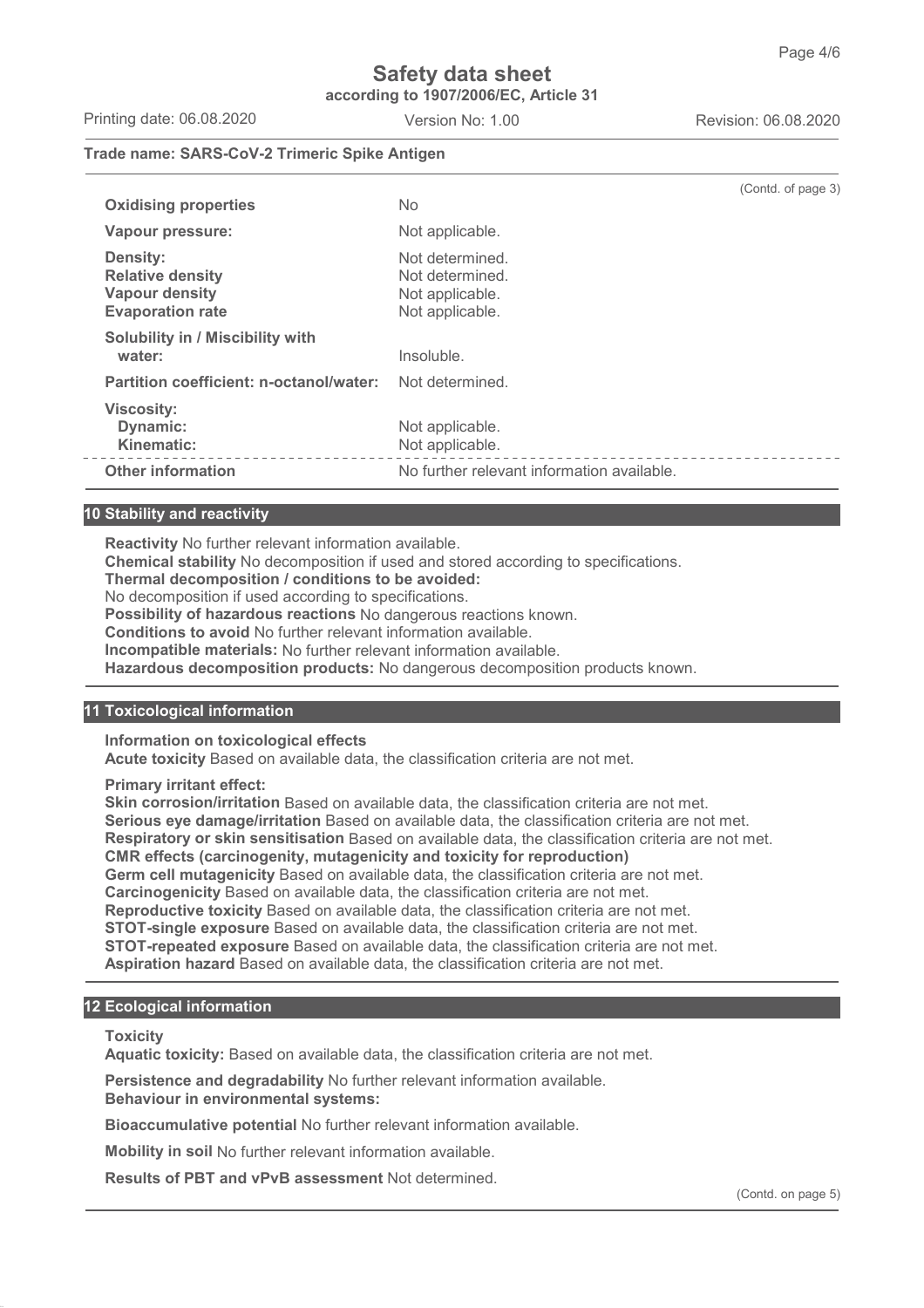(Contd. of page 3)

| | |
|---|---|
| **Oxidising properties** | No |
| **Vapour pressure:** | Not applicable. |
| **Density:** | Not determined. |
| **Relative density** | Not determined. |
| **Vapour density** | Not applicable. |
| **Evaporation rate** | Not applicable. |
| **Solubility in / Miscibility with water:** | Insoluble. |
| **Partition coefficient: n-octanol/water:** | Not determined. |
| **Viscosity:** | |
| **Dynamic:** | Not applicable. |
| **Kinematic:** | Not applicable. |
| **Other information** | No further relevant information available. |

## 10 Stability and reactivity

**Reactivity** No further relevant information available.
**Chemical stability** No decomposition if used and stored according to specifications.
**Thermal decomposition / conditions to be avoided:**
No decomposition if used according to specifications.
**Possibility of hazardous reactions** No dangerous reactions known.
**Conditions to avoid** No further relevant information available.
**Incompatible materials:** No further relevant information available.
**Hazardous decomposition products:** No dangerous decomposition products known.

## 11 Toxicological information

**Information on toxicological effects**
**Acute toxicity** Based on available data, the classification criteria are not met.

**Primary irritant effect:**
**Skin corrosion/irritation** Based on available data, the classification criteria are not met.
**Serious eye damage/irritation** Based on available data, the classification criteria are not met.
**Respiratory or skin sensitisation** Based on available data, the classification criteria are not met.
**CMR effects (carcinogenity, mutagenicity and toxicity for reproduction)**
**Germ cell mutagenicity** Based on available data, the classification criteria are not met.
**Carcinogenicity** Based on available data, the classification criteria are not met.
**Reproductive toxicity** Based on available data, the classification criteria are not met.
**STOT-single exposure** Based on available data, the classification criteria are not met.
**STOT-repeated exposure** Based on available data, the classification criteria are not met.
**Aspiration hazard** Based on available data, the classification criteria are not met.

## 12 Ecological information

**Toxicity**
**Aquatic toxicity:** Based on available data, the classification criteria are not met.

**Persistence and degradability** No further relevant information available.
**Behaviour in environmental systems:**

**Bioaccumulative potential** No further relevant information available.

**Mobility in soil** No further relevant information available.

**Results of PBT and vPvB assessment** Not determined.

(Contd. on page 5)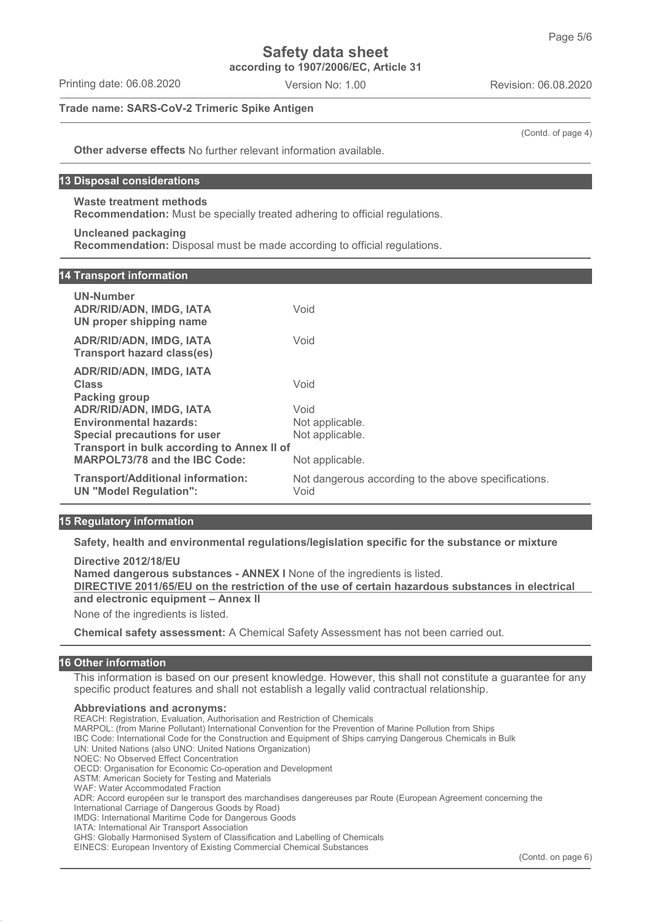(Contd. of page 4)

**Other adverse effects** No further relevant information available.

## 13 Disposal considerations

**Waste treatment methods**
**Recommendation:** Must be specially treated adhering to official regulations.

**Uncleaned packaging**
**Recommendation:** Disposal must be made according to official regulations.

## 14 Transport information

| | |
|---|---|
| **UN-Number** | |
| **ADR/RID/ADN, IMDG, IATA** | Void |
| **UN proper shipping name** | |
| **ADR/RID/ADN, IMDG, IATA** | Void |
| **Transport hazard class(es)** | |
| **ADR/RID/ADN, IMDG, IATA** | |
| **Class** | Void |
| **Packing group** | |
| **ADR/RID/ADN, IMDG, IATA** | Void |
| **Environmental hazards:** | Not applicable. |
| **Special precautions for user** | Not applicable. |
| **Transport in bulk according to Annex II of MARPOL73/78 and the IBC Code:** | Not applicable. |
| **Transport/Additional information:** | Not dangerous according to the above specifications. |
| **UN "Model Regulation":** | Void |

## 15 Regulatory information

**Safety, health and environmental regulations/legislation specific for the substance or mixture**

**Directive 2012/18/EU**
**Named dangerous substances - ANNEX I** None of the ingredients is listed.
**DIRECTIVE 2011/65/EU on the restriction of the use of certain hazardous substances in electrical and electronic equipment – Annex II**

None of the ingredients is listed.

**Chemical safety assessment:** A Chemical Safety Assessment has not been carried out.

## 16 Other information

This information is based on our present knowledge. However, this shall not constitute a guarantee for any specific product features and shall not establish a legally valid contractual relationship.

**Abbreviations and acronyms:**
REACH: Registration, Evaluation, Authorisation and Restriction of Chemicals
MARPOL: (from Marine Pollutant) International Convention for the Prevention of Marine Pollution from Ships
IBC Code: International Code for the Construction and Equipment of Ships carrying Dangerous Chemicals in Bulk
UN: United Nations (also UNO: United Nations Organization)
NOEC: No Observed Effect Concentration
OECD: Organisation for Economic Co-operation and Development
ASTM: American Society for Testing and Materials
WAF: Water Accommodated Fraction
ADR: Accord européen sur le transport des marchandises dangereuses par Route (European Agreement concerning the International Carriage of Dangerous Goods by Road)
IMDG: International Maritime Code for Dangerous Goods
IATA: International Air Transport Association
GHS: Globally Harmonised System of Classification and Labelling of Chemicals
EINECS: European Inventory of Existing Commercial Chemical Substances

(Contd. on page 6)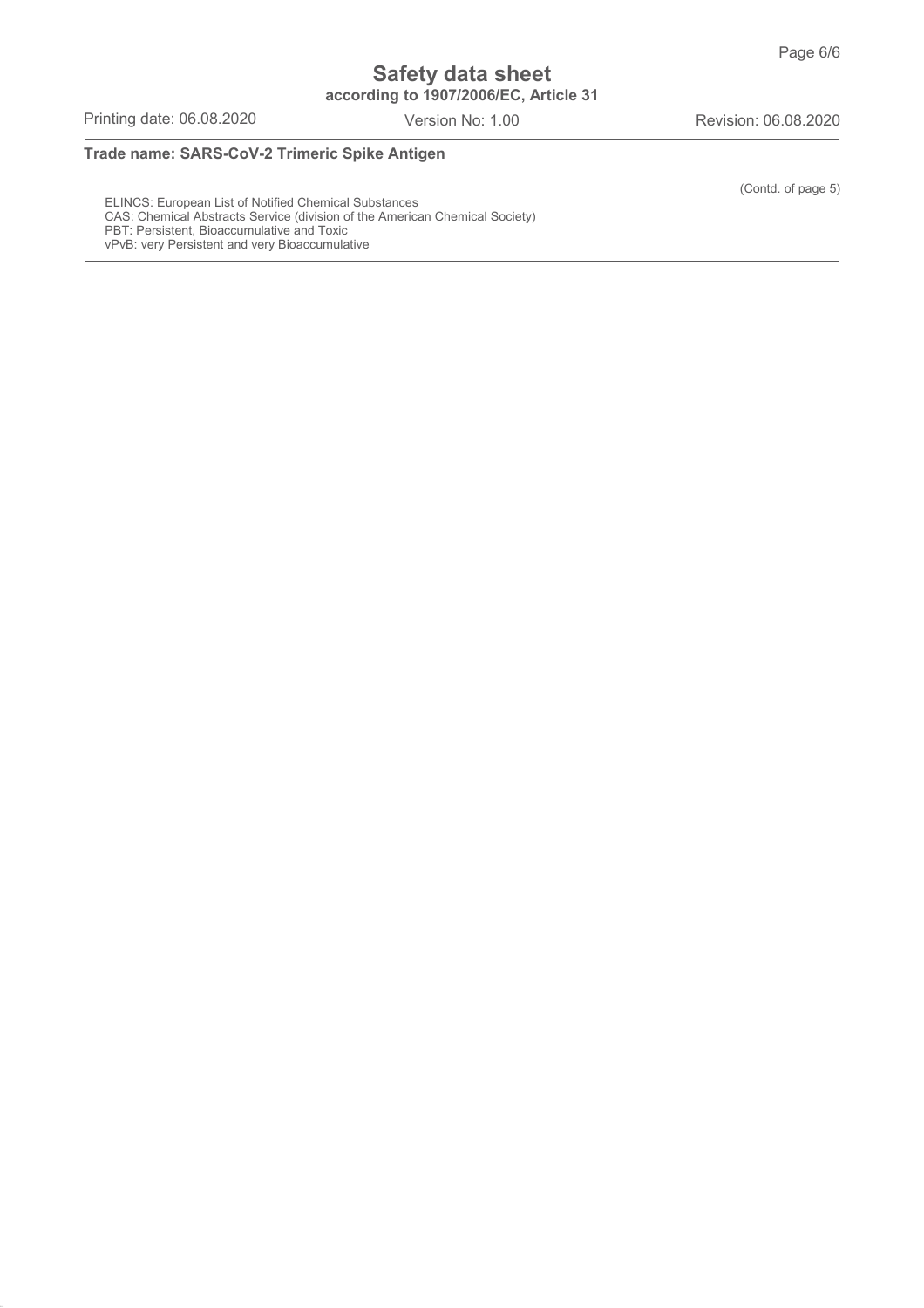(Contd. of page 5)

ELINCS: European List of Notified Chemical Substances
CAS: Chemical Abstracts Service (division of the American Chemical Society)
PBT: Persistent, Bioaccumulative and Toxic
vPvB: very Persistent and very Bioaccumulative